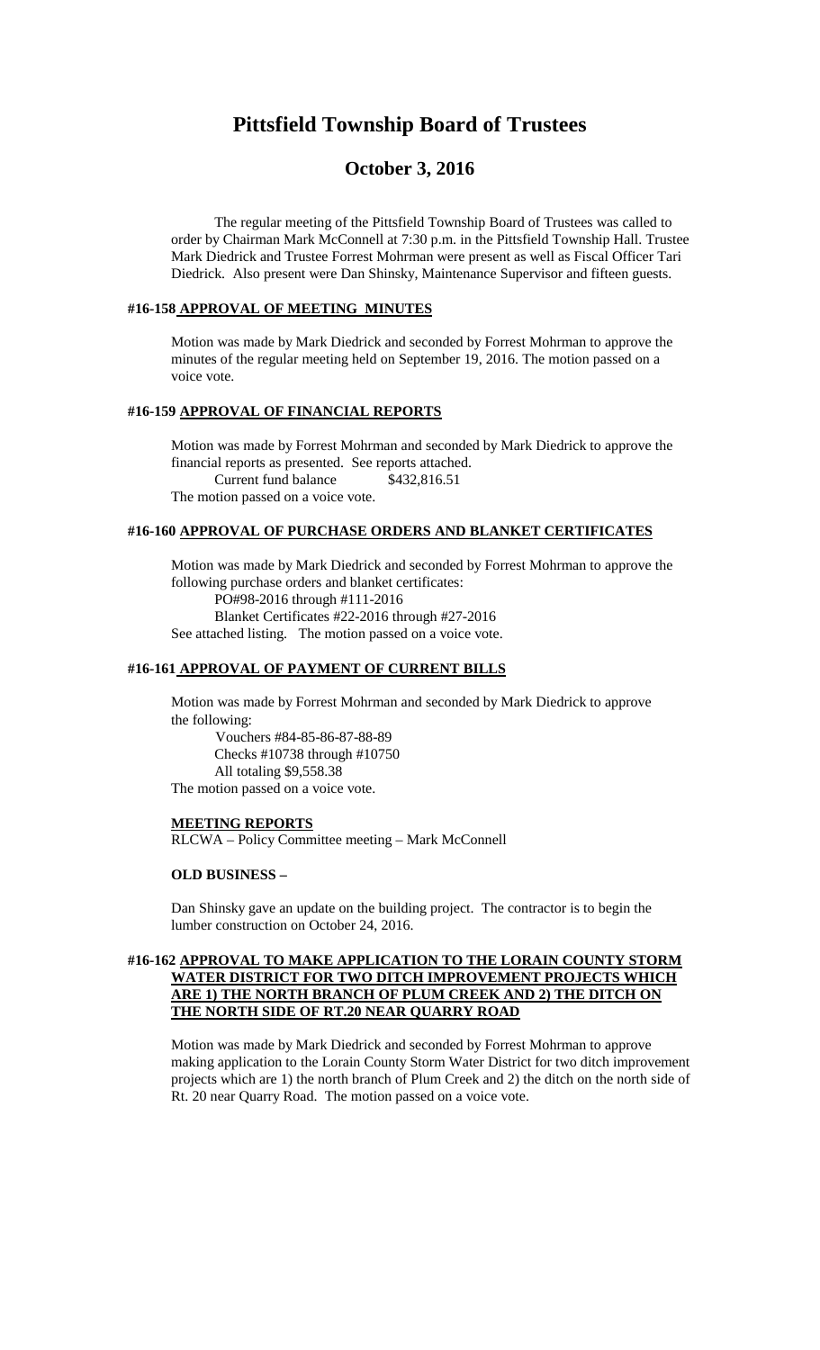# Pittsfield Township Board of Trustees

## October 3, 2016

The regular meeting of the Pittsfield Township Board of Trustees was called to order by Chairman Mark McConnell at 7:30 p.m. in the Pittsfield Township Hall. Trustee Mark Diedrick and Trustee Forrest Mohrman were present as well as Fiscal Officer Tari Diedrick. Also present were Dan Shinsky, Maintenance Supervisor and fifteen guests.

### #16-158 APPROVAL OF MEETING MINUTES

Motion was made by Mark Diedrick and seconded by Forrest Mohrman to approve the minutes of the regular meeting held on September 19, 2016. The motion passed on a voice vote.

### #16-159 APPROVAL OF FINANCIAL REPORTS

Motion was made by Forrest Mohrman and seconded by Mark Diedrick to approve the financial reports as presented. See reports attached.

Current fund balance $432,816.51

The motion passed on a voice vote.

### #16-160 APPROVAL OF PURCHASE ORDERS AND BLANKET CERTIFICATES

Motion was made by Mark Diedrick and seconded by Forrest Mohrman to approve the following purchase orders and blanket certificates:

PO#98-2016 through #111-2016

Blanket Certificates #22-2016 through #27-2016

See attached listing. The motion passed on a voice vote.

### #16-161 APPROVAL OF PAYMENT OF CURRENT BILLS

Motion was made by Forrest Mohrman and seconded by Mark Diedrick to approve the following:

Vouchers #84-85-86-87-88-89

Checks #10738 through #10750

All totaling $9,558.38

The motion passed on a voice vote.

**MEETING REPORTS**

RLCWA – Policy Committee meeting – Mark McConnell

**OLD BUSINESS –**

Dan Shinsky gave an update on the building project. The contractor is to begin the lumber construction on October 24, 2016.

### #16-162 APPROVAL TO MAKE APPLICATION TO THE LORAIN COUNTY STORM WATER DISTRICT FOR TWO DITCH IMPROVEMENT PROJECTS WHICH ARE 1) THE NORTH BRANCH OF PLUM CREEK AND 2) THE DITCH ON THE NORTH SIDE OF RT.20 NEAR QUARRY ROAD

Motion was made by Mark Diedrick and seconded by Forrest Mohrman to approve making application to the Lorain County Storm Water District for two ditch improvement projects which are 1) the north branch of Plum Creek and 2) the ditch on the north side of Rt. 20 near Quarry Road. The motion passed on a voice vote.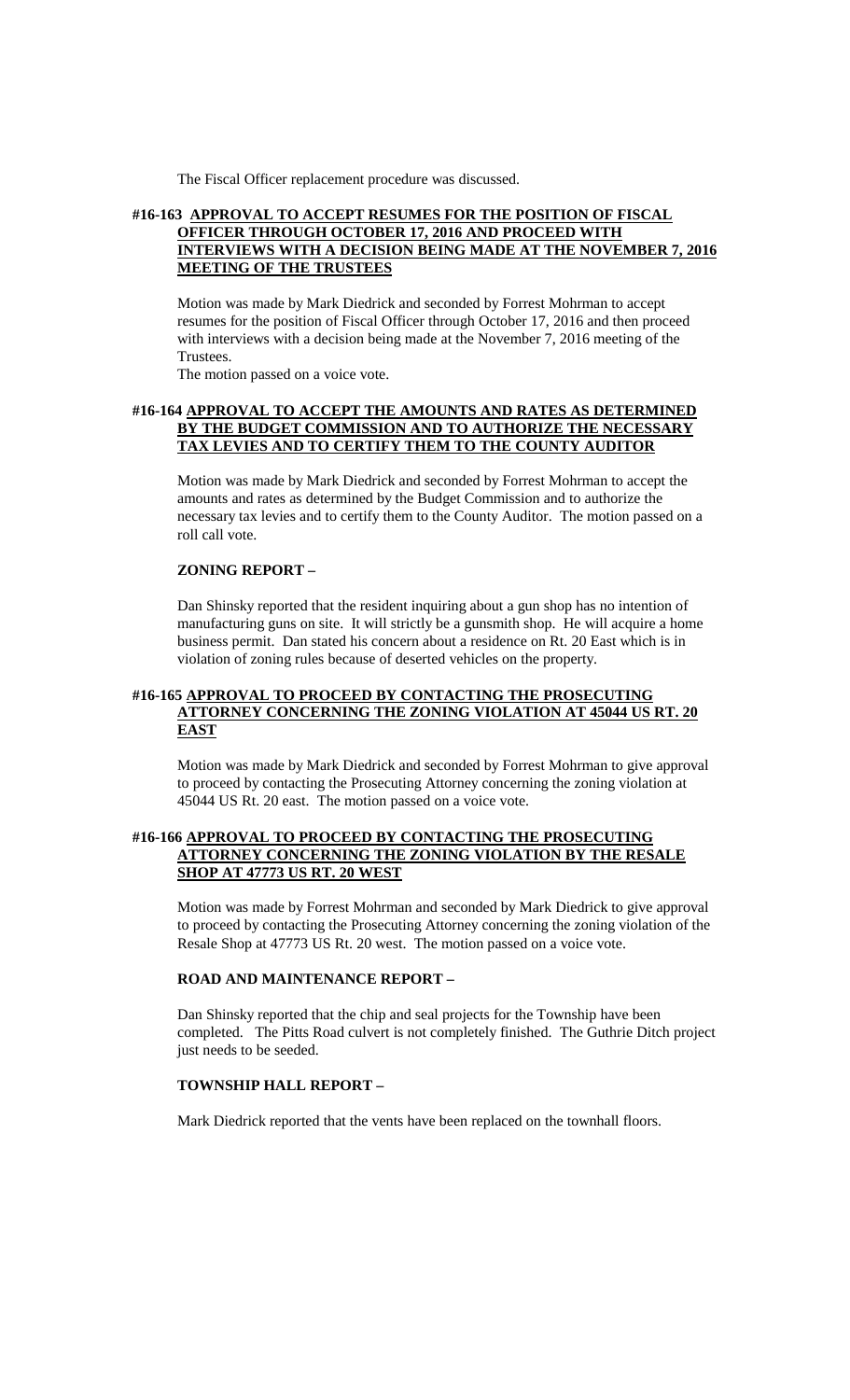The Fiscal Officer replacement procedure was discussed.

### #16-163 **APPROVAL TO ACCEPT RESUMES FOR THE POSITION OF FISCAL OFFICER THROUGH OCTOBER 17, 2016 AND PROCEED WITH INTERVIEWS WITH A DECISION BEING MADE AT THE NOVEMBER 7, 2016 MEETING OF THE TRUSTEES**

Motion was made by Mark Diedrick and seconded by Forrest Mohrman to accept resumes for the position of Fiscal Officer through October 17, 2016 and then proceed with interviews with a decision being made at the November 7, 2016 meeting of the Trustees.

The motion passed on a voice vote.

### #16-164 **APPROVAL TO ACCEPT THE AMOUNTS AND RATES AS DETERMINED BY THE BUDGET COMMISSION AND TO AUTHORIZE THE NECESSARY TAX LEVIES AND TO CERTIFY THEM TO THE COUNTY AUDITOR**

Motion was made by Mark Diedrick and seconded by Forrest Mohrman to accept the amounts and rates as determined by the Budget Commission and to authorize the necessary tax levies and to certify them to the County Auditor. The motion passed on a roll call vote.

### ZONING REPORT –

Dan Shinsky reported that the resident inquiring about a gun shop has no intention of manufacturing guns on site. It will strictly be a gunsmith shop. He will acquire a home business permit. Dan stated his concern about a residence on Rt. 20 East which is in violation of zoning rules because of deserted vehicles on the property.

### #16-165 **APPROVAL TO PROCEED BY CONTACTING THE PROSECUTING ATTORNEY CONCERNING THE ZONING VIOLATION AT 45044 US RT. 20 EAST**

Motion was made by Mark Diedrick and seconded by Forrest Mohrman to give approval to proceed by contacting the Prosecuting Attorney concerning the zoning violation at 45044 US Rt. 20 east. The motion passed on a voice vote.

### #16-166 **APPROVAL TO PROCEED BY CONTACTING THE PROSECUTING ATTORNEY CONCERNING THE ZONING VIOLATION BY THE RESALE SHOP AT 47773 US RT. 20 WEST**

Motion was made by Forrest Mohrman and seconded by Mark Diedrick to give approval to proceed by contacting the Prosecuting Attorney concerning the zoning violation of the Resale Shop at 47773 US Rt. 20 west. The motion passed on a voice vote.

### ROAD AND MAINTENANCE REPORT –

Dan Shinsky reported that the chip and seal projects for the Township have been completed. The Pitts Road culvert is not completely finished. The Guthrie Ditch project just needs to be seeded.

### TOWNSHIP HALL REPORT –

Mark Diedrick reported that the vents have been replaced on the townhall floors.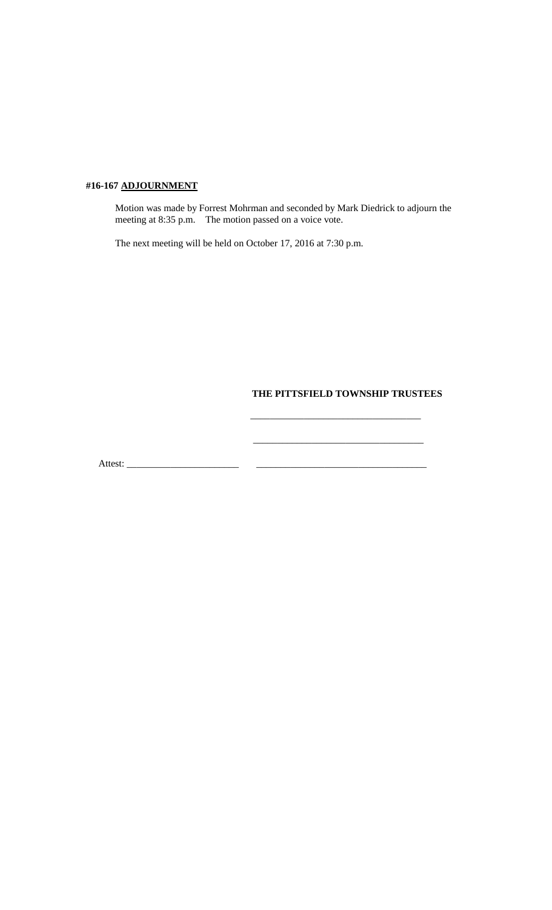**#16-167 ADJOURNMENT**

Motion was made by Forrest Mohrman and seconded by Mark Diedrick to adjourn the meeting at 8:35 p.m. The motion passed on a voice vote.

The next meeting will be held on October 17, 2016 at 7:30 p.m.

**THE PITTSFIELD TOWNSHIP TRUSTEES**

___________________________________

___________________________________

Attest: _______________________ ___________________________________